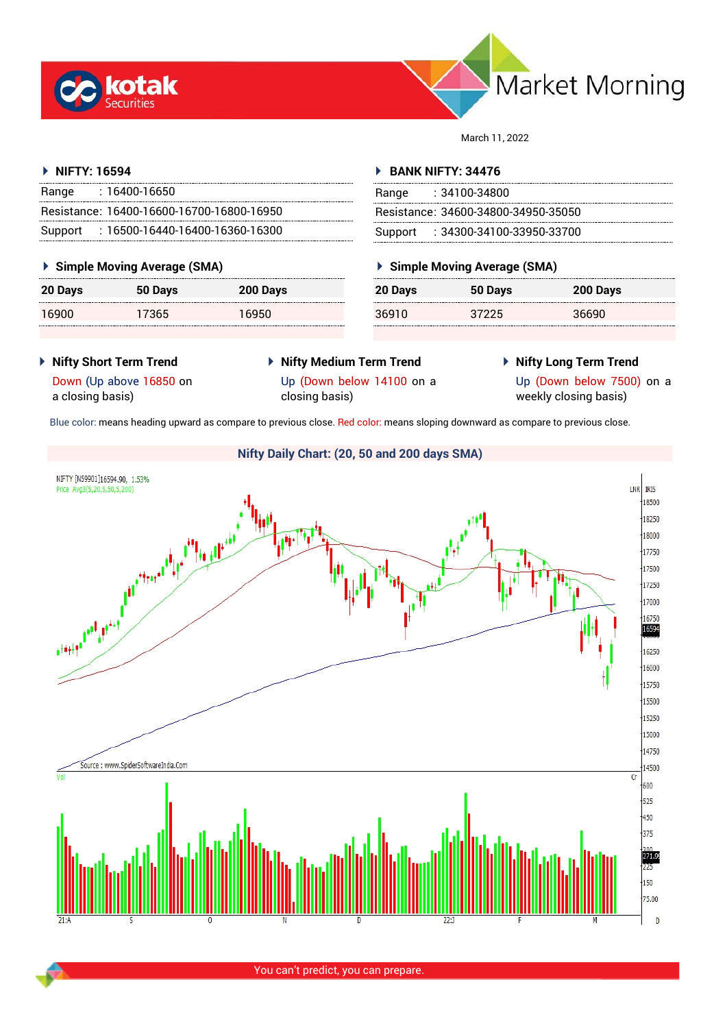# Market Morning

March 11, 2022

## NIFTY: 16594

| | |
|---|---|
| Range | : 16400-16650 |
| Resistance: | 16400-16600-16700-16800-16950 |
| Support | : 16500-16440-16400-16360-16300 |

### Simple Moving Average (SMA)

| 20 Days | 50 Days | 200 Days |
|---|---|---|
| 16900 | 17365 | 16950 |

## BANK NIFTY: 34476

| | |
|---|---|
| Range | : 34100-34800 |
| Resistance: | 34600-34800-34950-35050 |
| Support | : 34300-34100-33950-33700 |

### Simple Moving Average (SMA)

| 20 Days | 50 Days | 200 Days |
|---|---|---|
| 36910 | 37225 | 36690 |

### Nifty Short Term Trend

Down (Up above 16850 on a closing basis)

### Nifty Medium Term Trend

Up (Down below 14100 on a closing basis)

### Nifty Long Term Trend

Up (Down below 7500) on a weekly closing basis)

Blue color: means heading upward as compare to previous close. Red color: means sloping downward as compare to previous close.

### Nifty Daily Chart: (20, 50 and 200 days SMA)

You can't predict, you can prepare.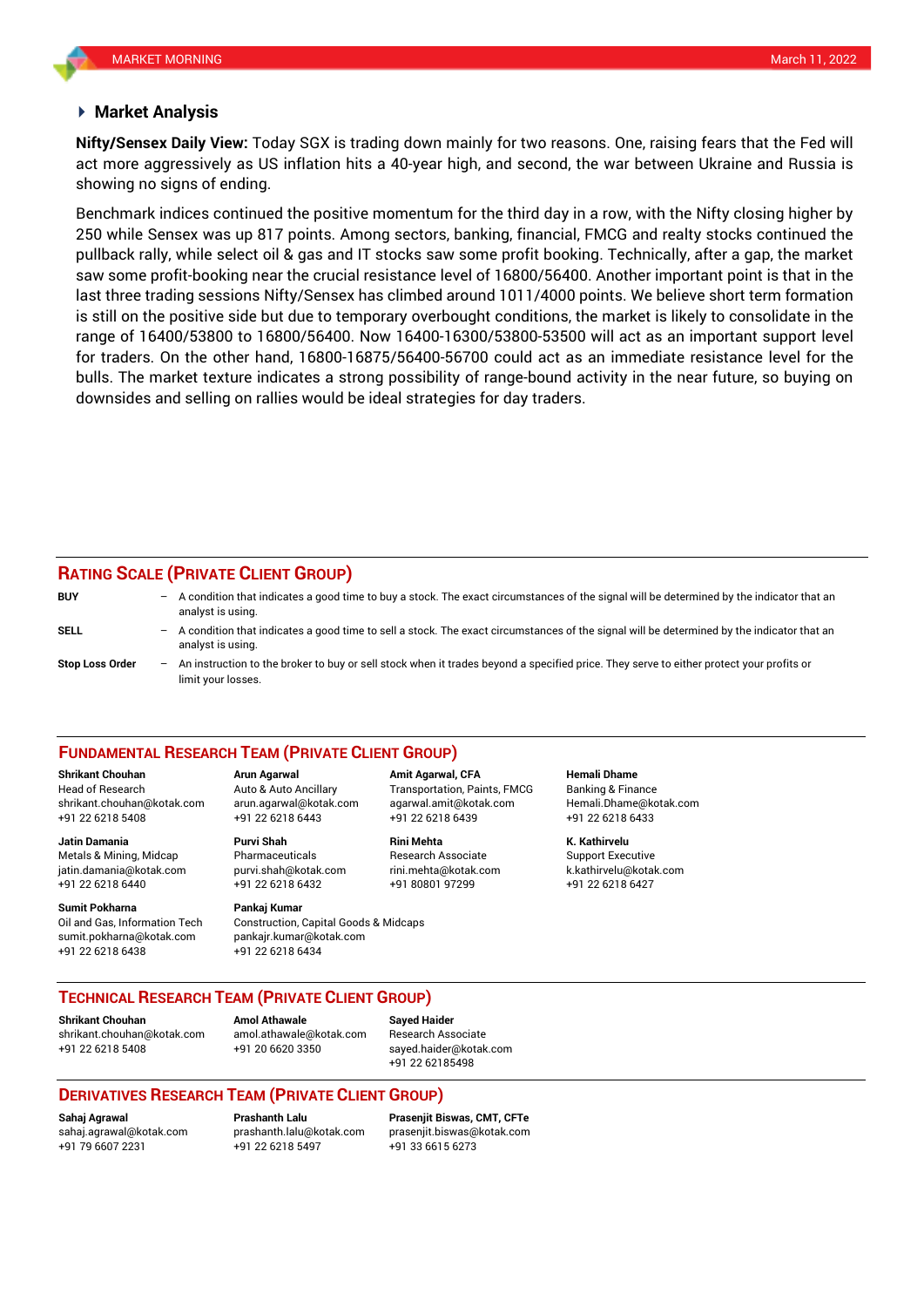## Market Analysis

**Nifty/Sensex Daily View:** Today SGX is trading down mainly for two reasons. One, raising fears that the Fed will act more aggressively as US inflation hits a 40-year high, and second, the war between Ukraine and Russia is showing no signs of ending.

Benchmark indices continued the positive momentum for the third day in a row, with the Nifty closing higher by 250 while Sensex was up 817 points. Among sectors, banking, financial, FMCG and realty stocks continued the pullback rally, while select oil & gas and IT stocks saw some profit booking. Technically, after a gap, the market saw some profit-booking near the crucial resistance level of 16800/56400. Another important point is that in the last three trading sessions Nifty/Sensex has climbed around 1011/4000 points. We believe short term formation is still on the positive side but due to temporary overbought conditions, the market is likely to consolidate in the range of 16400/53800 to 16800/56400. Now 16400-16300/53800-53500 will act as an important support level for traders. On the other hand, 16800-16875/56400-56700 could act as an immediate resistance level for the bulls. The market texture indicates a strong possibility of range-bound activity in the near future, so buying on downsides and selling on rallies would be ideal strategies for day traders.

## RATING SCALE (PRIVATE CLIENT GROUP)

**BUY** – A condition that indicates a good time to buy a stock. The exact circumstances of the signal will be determined by the indicator that an analyst is using.

**SELL** – A condition that indicates a good time to sell a stock. The exact circumstances of the signal will be determined by the indicator that an analyst is using.

**Stop Loss Order** – An instruction to the broker to buy or sell stock when it trades beyond a specified price. They serve to either protect your profits or limit your losses.

## FUNDAMENTAL RESEARCH TEAM (PRIVATE CLIENT GROUP)

**Shrikant Chouhan**
Head of Research
shrikant.chouhan@kotak.com
+91 22 6218 5408

**Arun Agarwal**
Auto & Auto Ancillary
arun.agarwal@kotak.com
+91 22 6218 6443

**Amit Agarwal, CFA**
Transportation, Paints, FMCG
agarwal.amit@kotak.com
+91 22 6218 6439

**Hemali Dhame**
Banking & Finance
Hemali.Dhame@kotak.com
+91 22 6218 6433

**Jatin Damania**
Metals & Mining, Midcap
jatin.damania@kotak.com
+91 22 6218 6440

**Purvi Shah**
Pharmaceuticals
purvi.shah@kotak.com
+91 22 6218 6432

**Rini Mehta**
Research Associate
rini.mehta@kotak.com
+91 80801 97299

**K. Kathirvelu**
Support Executive
k.kathirvelu@kotak.com
+91 22 6218 6427

**Sumit Pokharna**
Oil and Gas, Information Tech
sumit.pokharna@kotak.com
+91 22 6218 6438

**Pankaj Kumar**
Construction, Capital Goods & Midcaps
pankajr.kumar@kotak.com
+91 22 6218 6434

## TECHNICAL RESEARCH TEAM (PRIVATE CLIENT GROUP)

**Shrikant Chouhan**
shrikant.chouhan@kotak.com
+91 22 6218 5408

**Amol Athawale**
amol.athawale@kotak.com
+91 20 6620 3350

**Sayed Haider**
Research Associate
sayed.haider@kotak.com
+91 22 62185498

## DERIVATIVES RESEARCH TEAM (PRIVATE CLIENT GROUP)

**Sahaj Agrawal**
sahaj.agrawal@kotak.com
+91 79 6607 2231

**Prashanth Lalu**
prashanth.lalu@kotak.com
+91 22 6218 5497

**Prasenjit Biswas, CMT, CFTe**
prasenjit.biswas@kotak.com
+91 33 6615 6273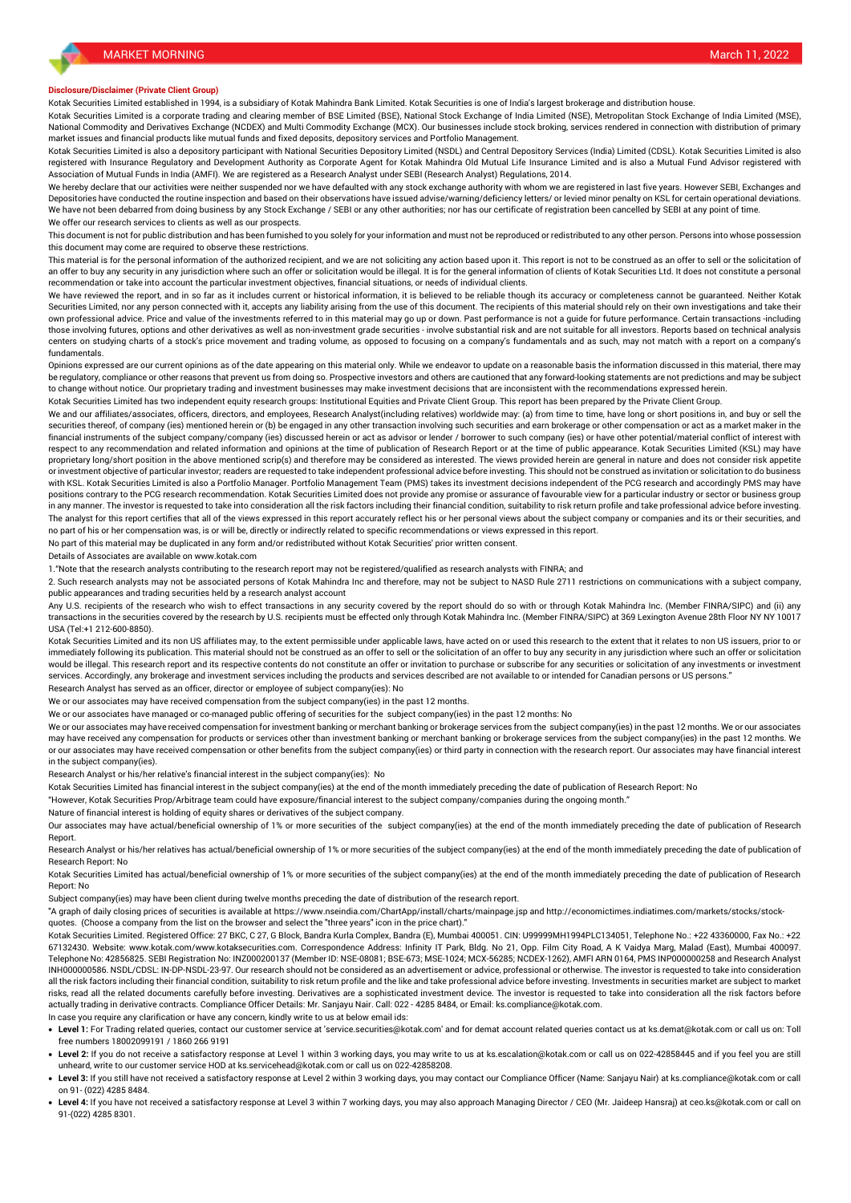**Disclosure/Disclaimer (Private Client Group)**

Kotak Securities Limited established in 1994, is a subsidiary of Kotak Mahindra Bank Limited. Kotak Securities is one of India's largest brokerage and distribution house.

Kotak Securities Limited is a corporate trading and clearing member of BSE Limited (BSE), National Stock Exchange of India Limited (NSE), Metropolitan Stock Exchange of India Limited (MSE), National Commodity and Derivatives Exchange (NCDEX) and Multi Commodity Exchange (MCX). Our businesses include stock broking, services rendered in connection with distribution of primary market issues and financial products like mutual funds and fixed deposits, depository services and Portfolio Management.

Kotak Securities Limited is also a depository participant with National Securities Depository Limited (NSDL) and Central Depository Services (India) Limited (CDSL). Kotak Securities Limited is also registered with Insurance Regulatory and Development Authority as Corporate Agent for Kotak Mahindra Old Mutual Life Insurance Limited and is also a Mutual Fund Advisor registered with Association of Mutual Funds in India (AMFI). We are registered as a Research Analyst under SEBI (Research Analyst) Regulations, 2014.

We hereby declare that our activities were neither suspended nor we have defaulted with any stock exchange authority with whom we are registered in last five years. However SEBI, Exchanges and Depositories have conducted the routine inspection and based on their observations have issued advise/warning/deficiency letters/ or levied minor penalty on KSL for certain operational deviations. We have not been debarred from doing business by any Stock Exchange / SEBI or any other authorities; nor has our certificate of registration been cancelled by SEBI at any point of time.

We offer our research services to clients as well as our prospects.

This document is not for public distribution and has been furnished to you solely for your information and must not be reproduced or redistributed to any other person. Persons into whose possession this document may come are required to observe these restrictions.

This material is for the personal information of the authorized recipient, and we are not soliciting any action based upon it. This report is not to be construed as an offer to sell or the solicitation of an offer to buy any security in any jurisdiction where such an offer or solicitation would be illegal. It is for the general information of clients of Kotak Securities Ltd. It does not constitute a personal recommendation or take into account the particular investment objectives, financial situations, or needs of individual clients.

We have reviewed the report, and in so far as it includes current or historical information, it is believed to be reliable though its accuracy or completeness cannot be guaranteed. Neither Kotak Securities Limited, nor any person connected with it, accepts any liability arising from the use of this document. The recipients of this material should rely on their own investigations and take their own professional advice. Price and value of the investments referred to in this material may go up or down. Past performance is not a guide for future performance. Certain transactions -including those involving futures, options and other derivatives as well as non-investment grade securities - involve substantial risk and are not suitable for all investors. Reports based on technical analysis centers on studying charts of a stock's price movement and trading volume, as opposed to focusing on a company's fundamentals and as such, may not match with a report on a company's fundamentals.

Opinions expressed are our current opinions as of the date appearing on this material only. While we endeavor to update on a reasonable basis the information discussed in this material, there may be regulatory, compliance or other reasons that prevent us from doing so. Prospective investors and others are cautioned that any forward-looking statements are not predictions and may be subject to change without notice. Our proprietary trading and investment businesses may make investment decisions that are inconsistent with the recommendations expressed herein.

Kotak Securities Limited has two independent equity research groups: Institutional Equities and Private Client Group. This report has been prepared by the Private Client Group.

We and our affiliates/associates, officers, directors, and employees, Research Analyst(including relatives) worldwide may: (a) from time to time, have long or short positions in, and buy or sell the securities thereof, of company (ies) mentioned herein or (b) be engaged in any other transaction involving such securities and earn brokerage or other compensation or act as a market maker in the financial instruments of the subject company/company (ies) discussed herein or act as advisor or lender / borrower to such company (ies) or have other potential/material conflict of interest with respect to any recommendation and related information and opinions at the time of publication of Research Report or at the time of public appearance. Kotak Securities Limited (KSL) may have proprietary long/short position in the above mentioned scrip(s) and therefore may be considered as interested. The views provided herein are general in nature and does not consider risk appetite or investment objective of particular investor; readers are requested to take independent professional advice before investing. This should not be construed as invitation or solicitation to do business with KSL. Kotak Securities Limited is also a Portfolio Manager. Portfolio Management Team (PMS) takes its investment decisions independent of the PCG research and accordingly PMS may have positions contrary to the PCG research recommendation. Kotak Securities Limited does not provide any promise or assurance of favourable view for a particular industry or sector or business group in any manner. The investor is requested to take into consideration all the risk factors including their financial condition, suitability to risk return profile and take professional advice before investing.

The analyst for this report certifies that all of the views expressed in this report accurately reflect his or her personal views about the subject company or companies and its or their securities, and no part of his or her compensation was, is or will be, directly or indirectly related to specific recommendations or views expressed in this report.

No part of this material may be duplicated in any form and/or redistributed without Kotak Securities' prior written consent.

Details of Associates are available on www.kotak.com

1."Note that the research analysts contributing to the research report may not be registered/qualified as research analysts with FINRA; and

2. Such research analysts may not be associated persons of Kotak Mahindra Inc and therefore, may not be subject to NASD Rule 2711 restrictions on communications with a subject company, public appearances and trading securities held by a research analyst account

Any U.S. recipients of the research who wish to effect transactions in any security covered by the report should do so with or through Kotak Mahindra Inc. (Member FINRA/SIPC) and (ii) any transactions in the securities covered by the research by U.S. recipients must be effected only through Kotak Mahindra Inc. (Member FINRA/SIPC) at 369 Lexington Avenue 28th Floor NY NY 10017 USA (Tel:+1 212-600-8850).

Kotak Securities Limited and its non US affiliates may, to the extent permissible under applicable laws, have acted on or used this research to the extent that it relates to non US issuers, prior to or immediately following its publication. This material should not be construed as an offer to sell or the solicitation of an offer to buy any security in any jurisdiction where such an offer or solicitation would be illegal. This research report and its respective contents do not constitute an offer or invitation to purchase or subscribe for any securities or solicitation of any investments or investment services. Accordingly, any brokerage and investment services including the products and services described are not available to or intended for Canadian persons or US persons."

Research Analyst has served as an officer, director or employee of subject company(ies): No

We or our associates may have received compensation from the subject company(ies) in the past 12 months.

We or our associates have managed or co-managed public offering of securities for the subject company(ies) in the past 12 months: No

We or our associates may have received compensation for investment banking or merchant banking or brokerage services from the subject company(ies) in the past 12 months. We or our associates may have received any compensation for products or services other than investment banking or merchant banking or brokerage services from the subject company(ies) in the past 12 months. We or our associates may have received compensation or other benefits from the subject company(ies) or third party in connection with the research report. Our associates may have financial interest in the subject company(ies).

Research Analyst or his/her relative's financial interest in the subject company(ies): No

Kotak Securities Limited has financial interest in the subject company(ies) at the end of the month immediately preceding the date of publication of Research Report: No

"However, Kotak Securities Prop/Arbitrage team could have exposure/financial interest to the subject company/companies during the ongoing month."

Nature of financial interest is holding of equity shares or derivatives of the subject company.

Our associates may have actual/beneficial ownership of 1% or more securities of the subject company(ies) at the end of the month immediately preceding the date of publication of Research Report.

Research Analyst or his/her relatives has actual/beneficial ownership of 1% or more securities of the subject company(ies) at the end of the month immediately preceding the date of publication of Research Report: No

Kotak Securities Limited has actual/beneficial ownership of 1% or more securities of the subject company(ies) at the end of the month immediately preceding the date of publication of Research Report: No

Subject company(ies) may have been client during twelve months preceding the date of distribution of the research report.

"A graph of daily closing prices of securities is available at https://www.nseindia.com/ChartApp/install/charts/mainpage.jsp and http://economictimes.indiatimes.com/markets/stocks/stock-quotes. (Choose a company from the list on the browser and select the "three years" icon in the price chart)."

Kotak Securities Limited. Registered Office: 27 BKC, C 27, G Block, Bandra Kurla Complex, Bandra (E), Mumbai 400051. CIN: U99999MH1994PLC134051, Telephone No.: +22 43360000, Fax No.: +22 67132430. Website: www.kotak.com/www.kotaksecurities.com. Correspondence Address: Infinity IT Park, Bldg. No 21, Opp. Film City Road, A K Vaidya Marg, Malad (East), Mumbai 400097. Telephone No: 42856825. SEBI Registration No: INZ000200137 (Member ID: NSE-08081; BSE-673; MSE-1024; MCX-56285; NCDEX-1262), AMFI ARN 0164, PMS INP000000258 and Research Analyst INH000000586. NSDL/CDSL: IN-DP-NSDL-23-97. Our research should not be considered as an advertisement or advice, professional or otherwise. The investor is requested to take into consideration all the risk factors including their financial condition, suitability to risk return profile and the like and take professional advice before investing. Investments in securities market are subject to market risks, read all the related documents carefully before investing. Derivatives are a sophisticated investment device. The investor is requested to take into consideration all the risk factors before actually trading in derivative contracts. Compliance Officer Details: Mr. Sanjayu Nair. Call: 022 - 4285 8484, or Email: ks.compliance@kotak.com.

In case you require any clarification or have any concern, kindly write to us at below email ids:

- **Level 1:** For Trading related queries, contact our customer service at 'service.securities@kotak.com' and for demat account related queries contact us at ks.demat@kotak.com or call us on: Toll free numbers 18002099191 / 1860 266 9191
- **Level 2:** If you do not receive a satisfactory response at Level 1 within 3 working days, you may write to us at ks.escalation@kotak.com or call us on 022-42858445 and if you feel you are still unheard, write to our customer service HOD at ks.servicehead@kotak.com or call us on 022-42858208.
- **Level 3:** If you still have not received a satisfactory response at Level 2 within 3 working days, you may contact our Compliance Officer (Name: Sanjayu Nair) at ks.compliance@kotak.com or call on 91- (022) 4285 8484.
- **Level 4:** If you have not received a satisfactory response at Level 3 within 7 working days, you may also approach Managing Director / CEO (Mr. Jaideep Hansraj) at ceo.ks@kotak.com or call on 91-(022) 4285 8301.